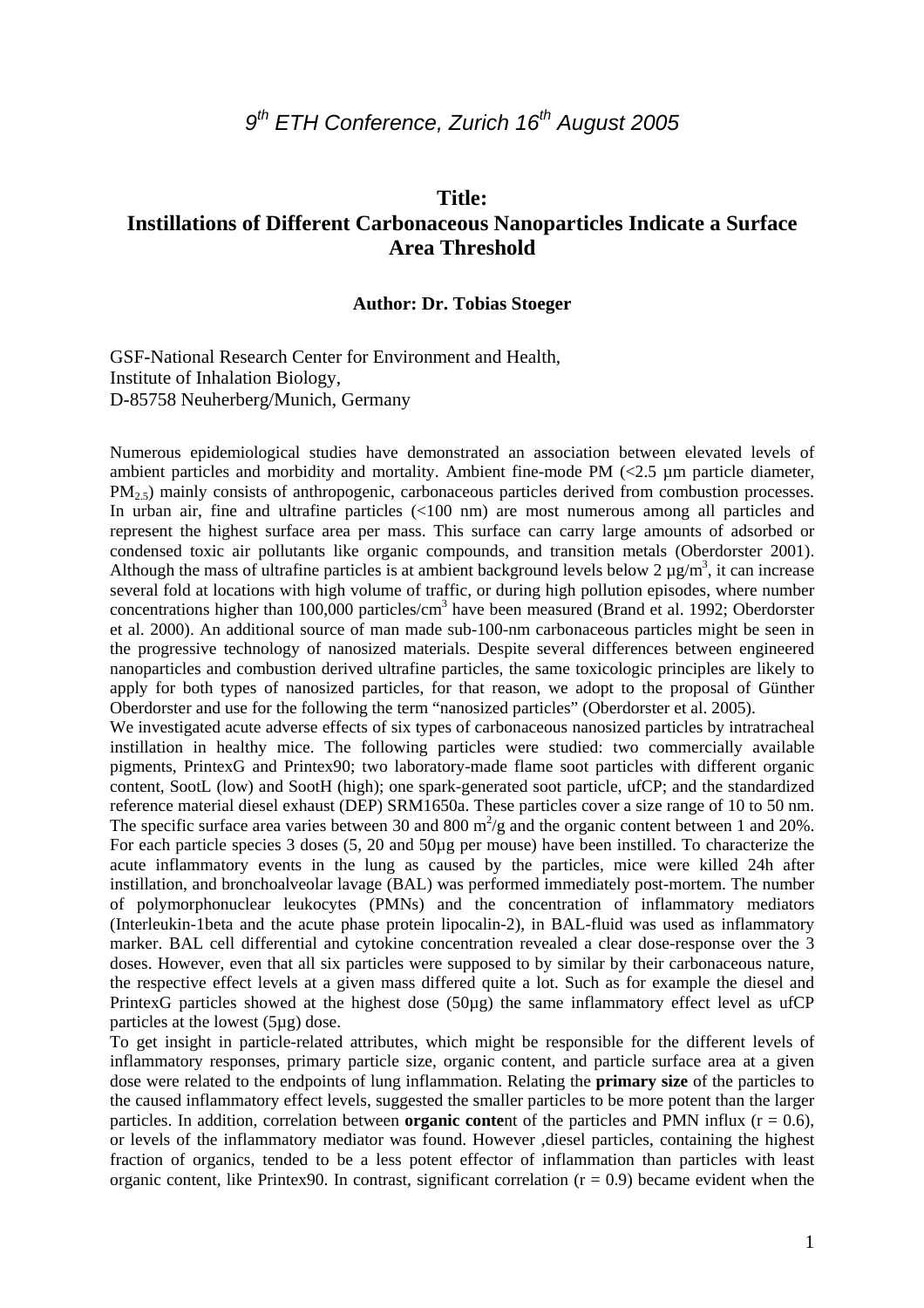*9th ETH Conference, Zurich 16th August 2005*

# Title: Instillations of Different Carbonaceous Nanoparticles Indicate a Surface Area Threshold

**Author: Dr. Tobias Stoeger**

GSF-National Research Center for Environment and Health,
Institute of Inhalation Biology,
D-85758 Neuherberg/Munich, Germany

Numerous epidemiological studies have demonstrated an association between elevated levels of ambient particles and morbidity and mortality. Ambient fine-mode PM (<2.5 µm particle diameter, $PM_{2.5}$) mainly consists of anthropogenic, carbonaceous particles derived from combustion processes. In urban air, fine and ultrafine particles (<100 nm) are most numerous among all particles and represent the highest surface area per mass. This surface can carry large amounts of adsorbed or condensed toxic air pollutants like organic compounds, and transition metals (Oberdorster 2001). Although the mass of ultrafine particles is at ambient background levels below 2 µg/m$^3$, it can increase several fold at locations with high volume of traffic, or during high pollution episodes, where number concentrations higher than 100,000 particles/cm$^3$ have been measured (Brand et al. 1992; Oberdorster et al. 2000). An additional source of man made sub-100-nm carbonaceous particles might be seen in the progressive technology of nanosized materials. Despite several differences between engineered nanoparticles and combustion derived ultrafine particles, the same toxicologic principles are likely to apply for both types of nanosized particles, for that reason, we adopt to the proposal of Günther Oberdorster and use for the following the term "nanosized particles" (Oberdorster et al. 2005).

We investigated acute adverse effects of six types of carbonaceous nanosized particles by intratracheal instillation in healthy mice. The following particles were studied: two commercially available pigments, PrintexG and Printex90; two laboratory-made flame soot particles with different organic content, SootL (low) and SootH (high); one spark-generated soot particle, ufCP; and the standardized reference material diesel exhaust (DEP) SRM1650a. These particles cover a size range of 10 to 50 nm. The specific surface area varies between 30 and 800 m$^2$/g and the organic content between 1 and 20%. For each particle species 3 doses (5, 20 and 50µg per mouse) have been instilled. To characterize the acute inflammatory events in the lung as caused by the particles, mice were killed 24h after instillation, and bronchoalveolar lavage (BAL) was performed immediately post-mortem. The number of polymorphonuclear leukocytes (PMNs) and the concentration of inflammatory mediators (Interleukin-1beta and the acute phase protein lipocalin-2), in BAL-fluid was used as inflammatory marker. BAL cell differential and cytokine concentration revealed a clear dose-response over the 3 doses. However, even that all six particles were supposed to by similar by their carbonaceous nature, the respective effect levels at a given mass differed quite a lot. Such as for example the diesel and PrintexG particles showed at the highest dose (50µg) the same inflammatory effect level as ufCP particles at the lowest (5µg) dose.

To get insight in particle-related attributes, which might be responsible for the different levels of inflammatory responses, primary particle size, organic content, and particle surface area at a given dose were related to the endpoints of lung inflammation. Relating the **primary size** of the particles to the caused inflammatory effect levels, suggested the smaller particles to be more potent than the larger particles. In addition, correlation between **organic conte**nt of the particles and PMN influx ($r = 0.6$), or levels of the inflammatory mediator was found. However ,diesel particles, containing the highest fraction of organics, tended to be a less potent effector of inflammation than particles with least organic content, like Printex90. In contrast, significant correlation ($r = 0.9$) became evident when the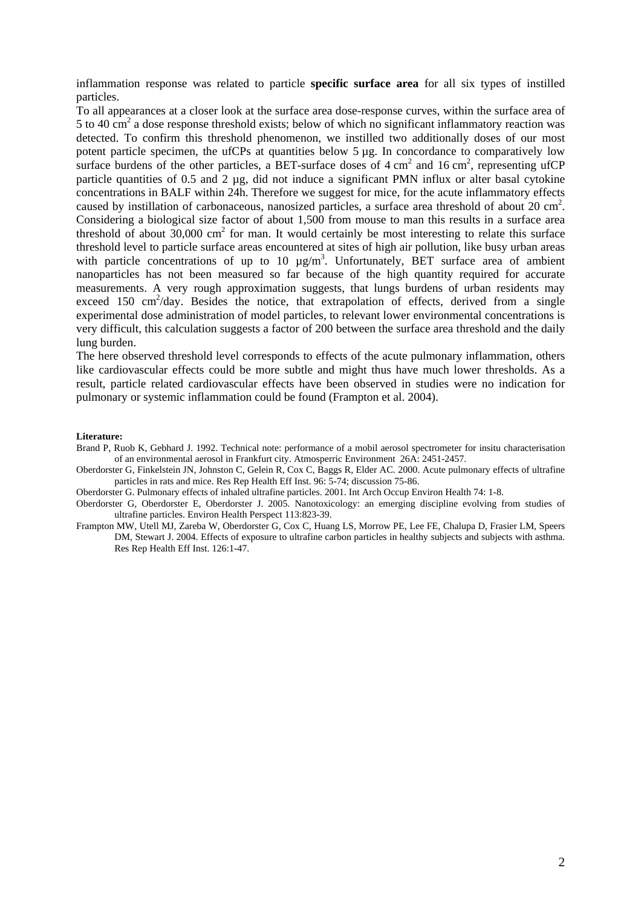inflammation response was related to particle **specific surface area** for all six types of instilled particles.

To all appearances at a closer look at the surface area dose-response curves, within the surface area of 5 to 40 $cm^2$ a dose response threshold exists; below of which no significant inflammatory reaction was detected. To confirm this threshold phenomenon, we instilled two additionally doses of our most potent particle specimen, the ufCPs at quantities below 5 µg. In concordance to comparatively low surface burdens of the other particles, a BET-surface doses of 4 $cm^2$ and 16 $cm^2$, representing ufCP particle quantities of 0.5 and 2 µg, did not induce a significant PMN influx or alter basal cytokine concentrations in BALF within 24h. Therefore we suggest for mice, for the acute inflammatory effects caused by instillation of carbonaceous, nanosized particles, a surface area threshold of about 20 $cm^2$. Considering a biological size factor of about 1,500 from mouse to man this results in a surface area threshold of about 30,000 $cm^2$ for man. It would certainly be most interesting to relate this surface threshold level to particle surface areas encountered at sites of high air pollution, like busy urban areas with particle concentrations of up to 10 $\mu g/m^3$. Unfortunately, BET surface area of ambient nanoparticles has not been measured so far because of the high quantity required for accurate measurements. A very rough approximation suggests, that lungs burdens of urban residents may exceed 150 $cm^2$/day. Besides the notice, that extrapolation of effects, derived from a single experimental dose administration of model particles, to relevant lower environmental concentrations is very difficult, this calculation suggests a factor of 200 between the surface area threshold and the daily lung burden.

The here observed threshold level corresponds to effects of the acute pulmonary inflammation, others like cardiovascular effects could be more subtle and might thus have much lower thresholds. As a result, particle related cardiovascular effects have been observed in studies were no indication for pulmonary or systemic inflammation could be found (Frampton et al. 2004).

**Literature:**

Brand P, Ruob K, Gebhard J. 1992. Technical note: performance of a mobil aerosol spectrometer for insitu characterisation of an environmental aerosol in Frankfurt city. Atmosperric Environment 26A: 2451-2457.

Oberdorster G, Finkelstein JN, Johnston C, Gelein R, Cox C, Baggs R, Elder AC. 2000. Acute pulmonary effects of ultrafine particles in rats and mice. Res Rep Health Eff Inst. 96: 5-74; discussion 75-86.

Oberdorster G. Pulmonary effects of inhaled ultrafine particles. 2001. Int Arch Occup Environ Health 74: 1-8.

Oberdorster G, Oberdorster E, Oberdorster J. 2005. Nanotoxicology: an emerging discipline evolving from studies of ultrafine particles. Environ Health Perspect 113:823-39.

Frampton MW, Utell MJ, Zareba W, Oberdorster G, Cox C, Huang LS, Morrow PE, Lee FE, Chalupa D, Frasier LM, Speers DM, Stewart J. 2004. Effects of exposure to ultrafine carbon particles in healthy subjects and subjects with asthma. Res Rep Health Eff Inst. 126:1-47.